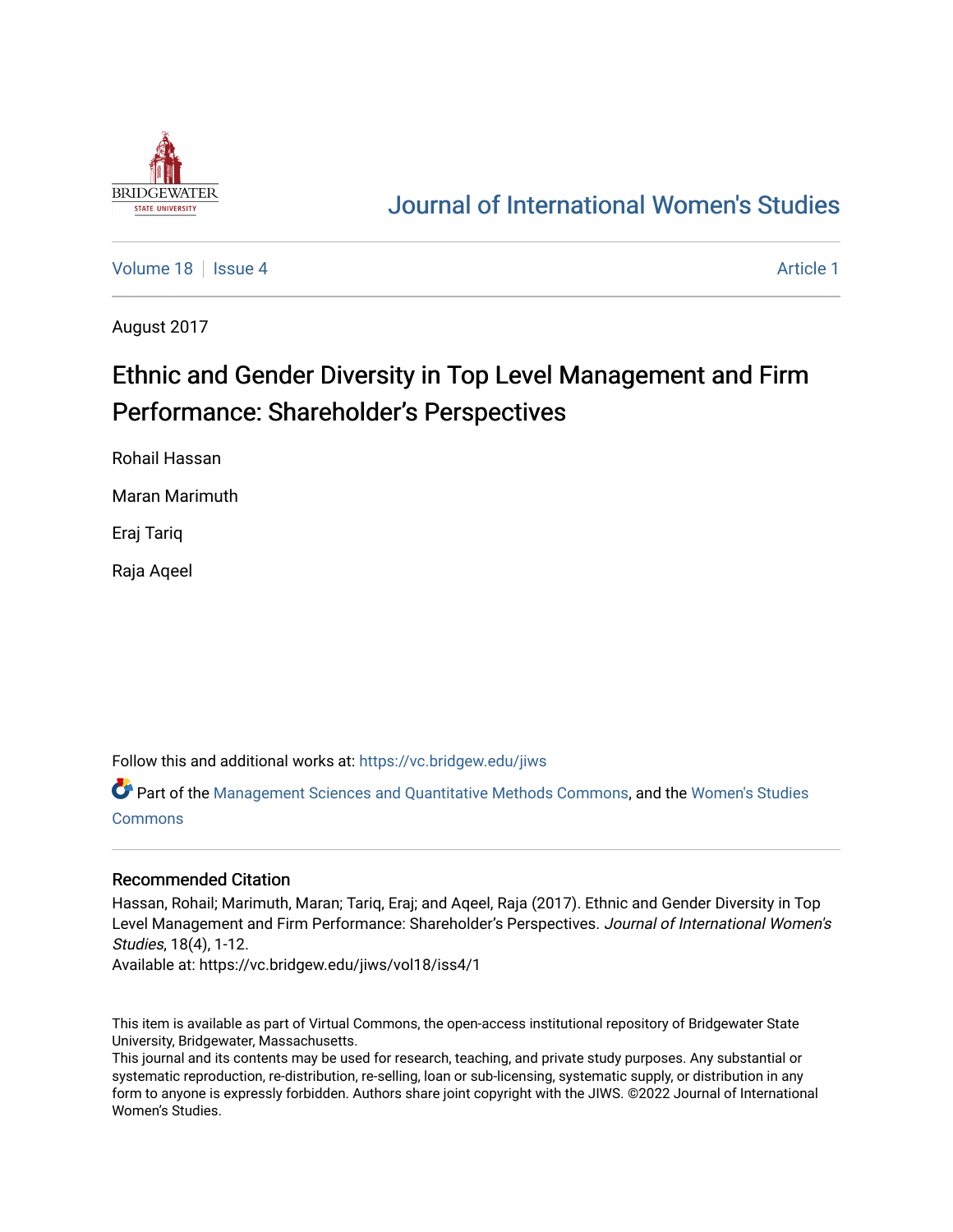Journal of International Women's Studies

Volume 18 | Issue 4 Article 1

August 2017

# Ethnic and Gender Diversity in Top Level Management and Firm Performance: Shareholder's Perspectives

Rohail Hassan

Maran Marimuth

Eraj Tariq

Raja Aqeel

Follow this and additional works at: https://vc.bridgew.edu/jiws

Part of the Management Sciences and Quantitative Methods Commons, and the Women's Studies Commons

## Recommended Citation

Hassan, Rohail; Marimuth, Maran; Tariq, Eraj; and Aqeel, Raja (2017). Ethnic and Gender Diversity in Top Level Management and Firm Performance: Shareholder's Perspectives. *Journal of International Women's Studies*, 18(4), 1-12.

Available at: https://vc.bridgew.edu/jiws/vol18/iss4/1

This item is available as part of Virtual Commons, the open-access institutional repository of Bridgewater State University, Bridgewater, Massachusetts.

This journal and its contents may be used for research, teaching, and private study purposes. Any substantial or systematic reproduction, re-distribution, re-selling, loan or sub-licensing, systematic supply, or distribution in any form to anyone is expressly forbidden. Authors share joint copyright with the JIWS. ©2022 Journal of International Women's Studies.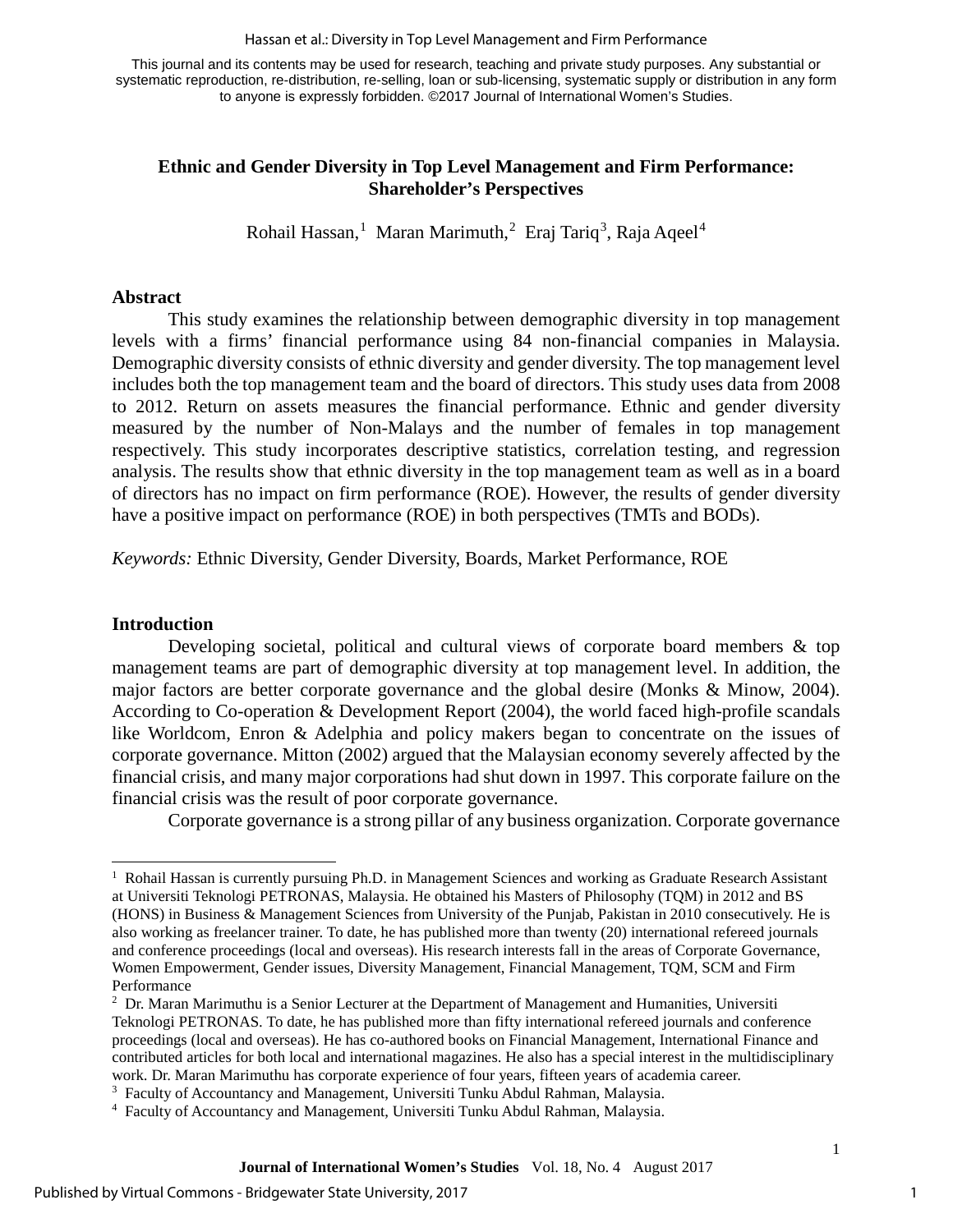This journal and its contents may be used for research, teaching and private study purposes. Any substantial or systematic reproduction, re-distribution, re-selling, loan or sub-licensing, systematic supply or distribution in any form to anyone is expressly forbidden. ©2017 Journal of International Women's Studies.

# Ethnic and Gender Diversity in Top Level Management and Firm Performance: Shareholder's Perspectives

Rohail Hassan,[1] Maran Marimuth,[2] Eraj Tariq[3], Raja Aqeel[4]

## Abstract

This study examines the relationship between demographic diversity in top management levels with a firms' financial performance using 84 non-financial companies in Malaysia. Demographic diversity consists of ethnic diversity and gender diversity. The top management level includes both the top management team and the board of directors. This study uses data from 2008 to 2012. Return on assets measures the financial performance. Ethnic and gender diversity measured by the number of Non-Malays and the number of females in top management respectively. This study incorporates descriptive statistics, correlation testing, and regression analysis. The results show that ethnic diversity in the top management team as well as in a board of directors has no impact on firm performance (ROE). However, the results of gender diversity have a positive impact on performance (ROE) in both perspectives (TMTs and BODs).

*Keywords:* Ethnic Diversity, Gender Diversity, Boards, Market Performance, ROE

## Introduction

Developing societal, political and cultural views of corporate board members & top management teams are part of demographic diversity at top management level. In addition, the major factors are better corporate governance and the global desire (Monks & Minow, 2004). According to Co-operation & Development Report (2004), the world faced high-profile scandals like Worldcom, Enron & Adelphia and policy makers began to concentrate on the issues of corporate governance. Mitton (2002) argued that the Malaysian economy severely affected by the financial crisis, and many major corporations had shut down in 1997. This corporate failure on the financial crisis was the result of poor corporate governance.

Corporate governance is a strong pillar of any business organization. Corporate governance

---

[1] Rohail Hassan is currently pursuing Ph.D. in Management Sciences and working as Graduate Research Assistant at Universiti Teknologi PETRONAS, Malaysia. He obtained his Masters of Philosophy (TQM) in 2012 and BS (HONS) in Business & Management Sciences from University of the Punjab, Pakistan in 2010 consecutively. He is also working as freelancer trainer. To date, he has published more than twenty (20) international refereed journals and conference proceedings (local and overseas). His research interests fall in the areas of Corporate Governance, Women Empowerment, Gender issues, Diversity Management, Financial Management, TQM, SCM and Firm Performance

[2] Dr. Maran Marimuthu is a Senior Lecturer at the Department of Management and Humanities, Universiti Teknologi PETRONAS. To date, he has published more than fifty international refereed journals and conference proceedings (local and overseas). He has co-authored books on Financial Management, International Finance and contributed articles for both local and international magazines. He also has a special interest in the multidisciplinary work. Dr. Maran Marimuthu has corporate experience of four years, fifteen years of academia career.

[3] Faculty of Accountancy and Management, Universiti Tunku Abdul Rahman, Malaysia.

[4] Faculty of Accountancy and Management, Universiti Tunku Abdul Rahman, Malaysia.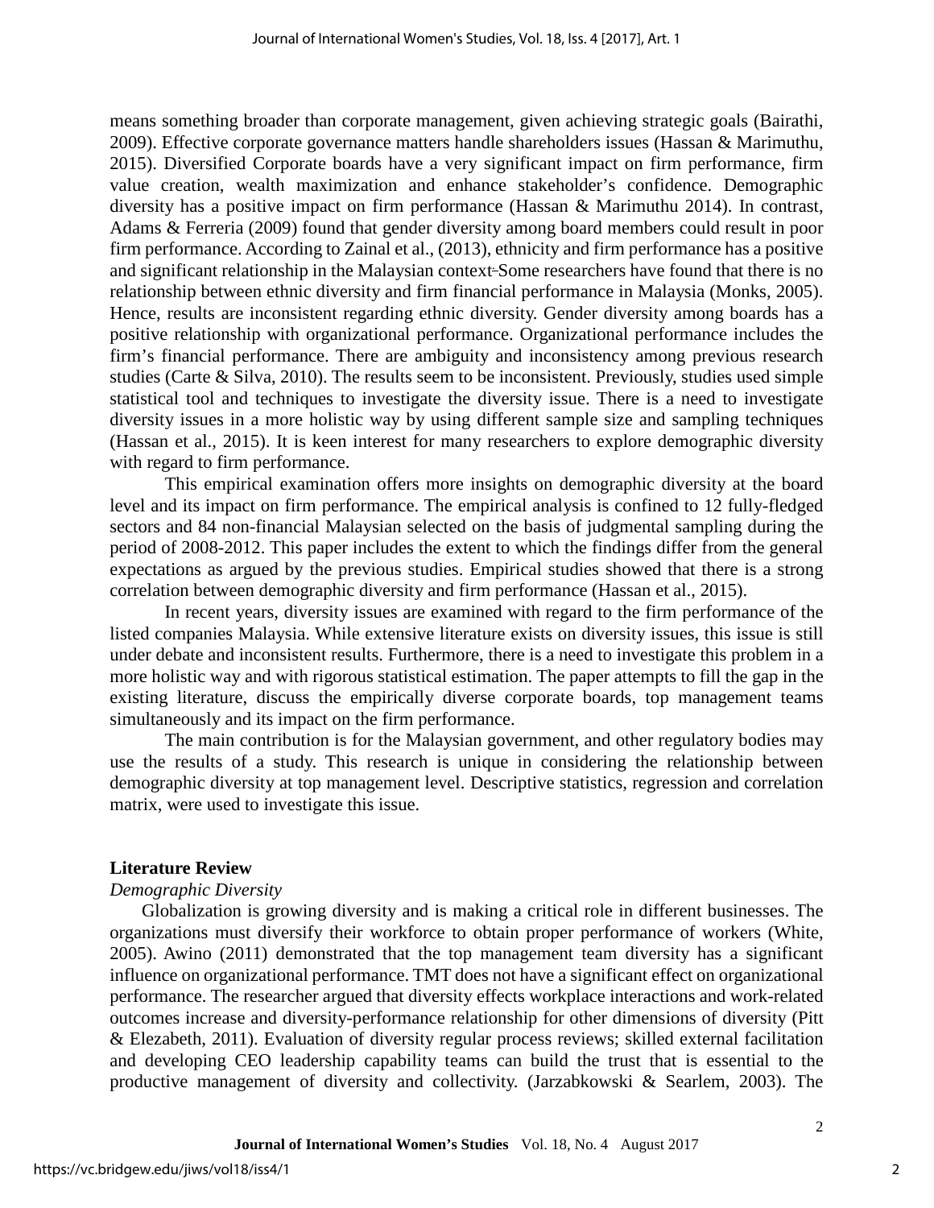means something broader than corporate management, given achieving strategic goals (Bairathi, 2009). Effective corporate governance matters handle shareholders issues (Hassan & Marimuthu, 2015). Diversified Corporate boards have a very significant impact on firm performance, firm value creation, wealth maximization and enhance stakeholder's confidence. Demographic diversity has a positive impact on firm performance (Hassan & Marimuthu 2014). In contrast, Adams & Ferreria (2009) found that gender diversity among board members could result in poor firm performance. According to Zainal et al., (2013), ethnicity and firm performance has a positive and significant relationship in the Malaysian context. Some researchers have found that there is no relationship between ethnic diversity and firm financial performance in Malaysia (Monks, 2005). Hence, results are inconsistent regarding ethnic diversity. Gender diversity among boards has a positive relationship with organizational performance. Organizational performance includes the firm's financial performance. There are ambiguity and inconsistency among previous research studies (Carte & Silva, 2010). The results seem to be inconsistent. Previously, studies used simple statistical tool and techniques to investigate the diversity issue. There is a need to investigate diversity issues in a more holistic way by using different sample size and sampling techniques (Hassan et al., 2015). It is keen interest for many researchers to explore demographic diversity with regard to firm performance.

This empirical examination offers more insights on demographic diversity at the board level and its impact on firm performance. The empirical analysis is confined to 12 fully-fledged sectors and 84 non-financial Malaysian selected on the basis of judgmental sampling during the period of 2008-2012. This paper includes the extent to which the findings differ from the general expectations as argued by the previous studies. Empirical studies showed that there is a strong correlation between demographic diversity and firm performance (Hassan et al., 2015).

In recent years, diversity issues are examined with regard to the firm performance of the listed companies Malaysia. While extensive literature exists on diversity issues, this issue is still under debate and inconsistent results. Furthermore, there is a need to investigate this problem in a more holistic way and with rigorous statistical estimation. The paper attempts to fill the gap in the existing literature, discuss the empirically diverse corporate boards, top management teams simultaneously and its impact on the firm performance.

The main contribution is for the Malaysian government, and other regulatory bodies may use the results of a study. This research is unique in considering the relationship between demographic diversity at top management level. Descriptive statistics, regression and correlation matrix, were used to investigate this issue.

## Literature Review

### *Demographic Diversity*

Globalization is growing diversity and is making a critical role in different businesses. The organizations must diversify their workforce to obtain proper performance of workers (White, 2005). Awino (2011) demonstrated that the top management team diversity has a significant influence on organizational performance. TMT does not have a significant effect on organizational performance. The researcher argued that diversity effects workplace interactions and work-related outcomes increase and diversity-performance relationship for other dimensions of diversity (Pitt & Elezabeth, 2011). Evaluation of diversity regular process reviews; skilled external facilitation and developing CEO leadership capability teams can build the trust that is essential to the productive management of diversity and collectivity. (Jarzabkowski & Searlem, 2003). The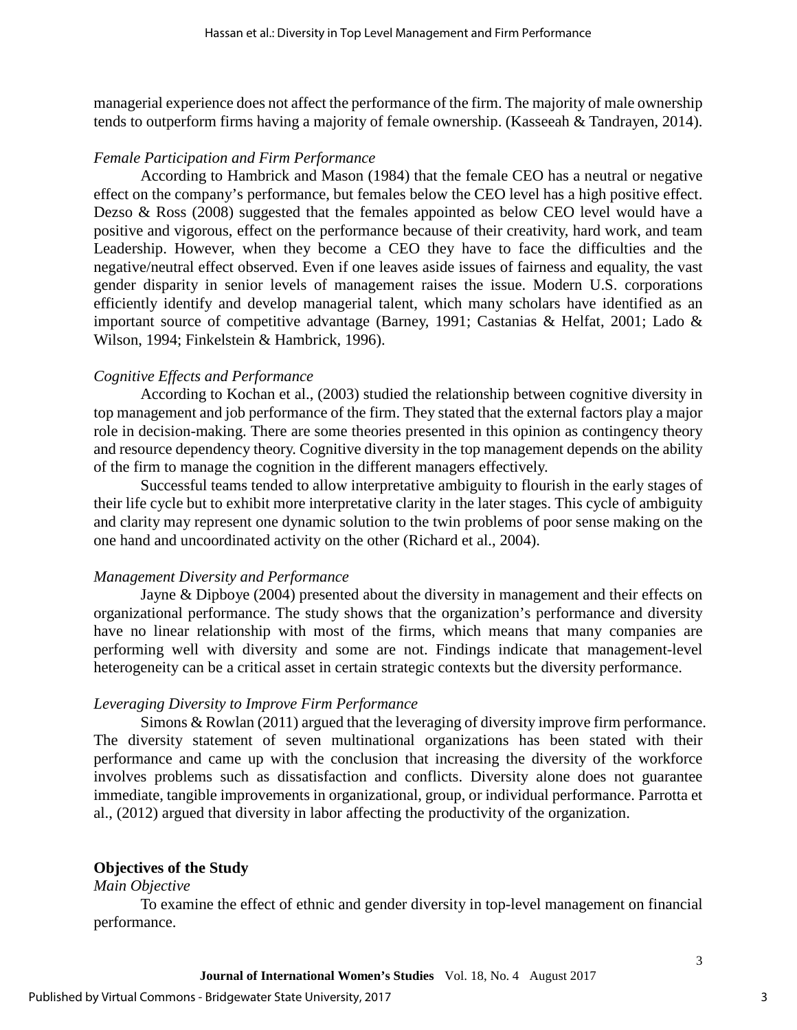managerial experience does not affect the performance of the firm. The majority of male ownership tends to outperform firms having a majority of female ownership. (Kasseeah & Tandrayen, 2014).

*Female Participation and Firm Performance*

According to Hambrick and Mason (1984) that the female CEO has a neutral or negative effect on the company's performance, but females below the CEO level has a high positive effect. Dezso & Ross (2008) suggested that the females appointed as below CEO level would have a positive and vigorous, effect on the performance because of their creativity, hard work, and team Leadership. However, when they become a CEO they have to face the difficulties and the negative/neutral effect observed. Even if one leaves aside issues of fairness and equality, the vast gender disparity in senior levels of management raises the issue. Modern U.S. corporations efficiently identify and develop managerial talent, which many scholars have identified as an important source of competitive advantage (Barney, 1991; Castanias & Helfat, 2001; Lado & Wilson, 1994; Finkelstein & Hambrick, 1996).

*Cognitive Effects and Performance*

According to Kochan et al., (2003) studied the relationship between cognitive diversity in top management and job performance of the firm. They stated that the external factors play a major role in decision-making. There are some theories presented in this opinion as contingency theory and resource dependency theory. Cognitive diversity in the top management depends on the ability of the firm to manage the cognition in the different managers effectively.

Successful teams tended to allow interpretative ambiguity to flourish in the early stages of their life cycle but to exhibit more interpretative clarity in the later stages. This cycle of ambiguity and clarity may represent one dynamic solution to the twin problems of poor sense making on the one hand and uncoordinated activity on the other (Richard et al., 2004).

*Management Diversity and Performance*

Jayne & Dipboye (2004) presented about the diversity in management and their effects on organizational performance. The study shows that the organization's performance and diversity have no linear relationship with most of the firms, which means that many companies are performing well with diversity and some are not. Findings indicate that management-level heterogeneity can be a critical asset in certain strategic contexts but the diversity performance.

*Leveraging Diversity to Improve Firm Performance*

Simons & Rowlan (2011) argued that the leveraging of diversity improve firm performance. The diversity statement of seven multinational organizations has been stated with their performance and came up with the conclusion that increasing the diversity of the workforce involves problems such as dissatisfaction and conflicts. Diversity alone does not guarantee immediate, tangible improvements in organizational, group, or individual performance. Parrotta et al., (2012) argued that diversity in labor affecting the productivity of the organization.

## Objectives of the Study

*Main Objective*

To examine the effect of ethnic and gender diversity in top-level management on financial performance.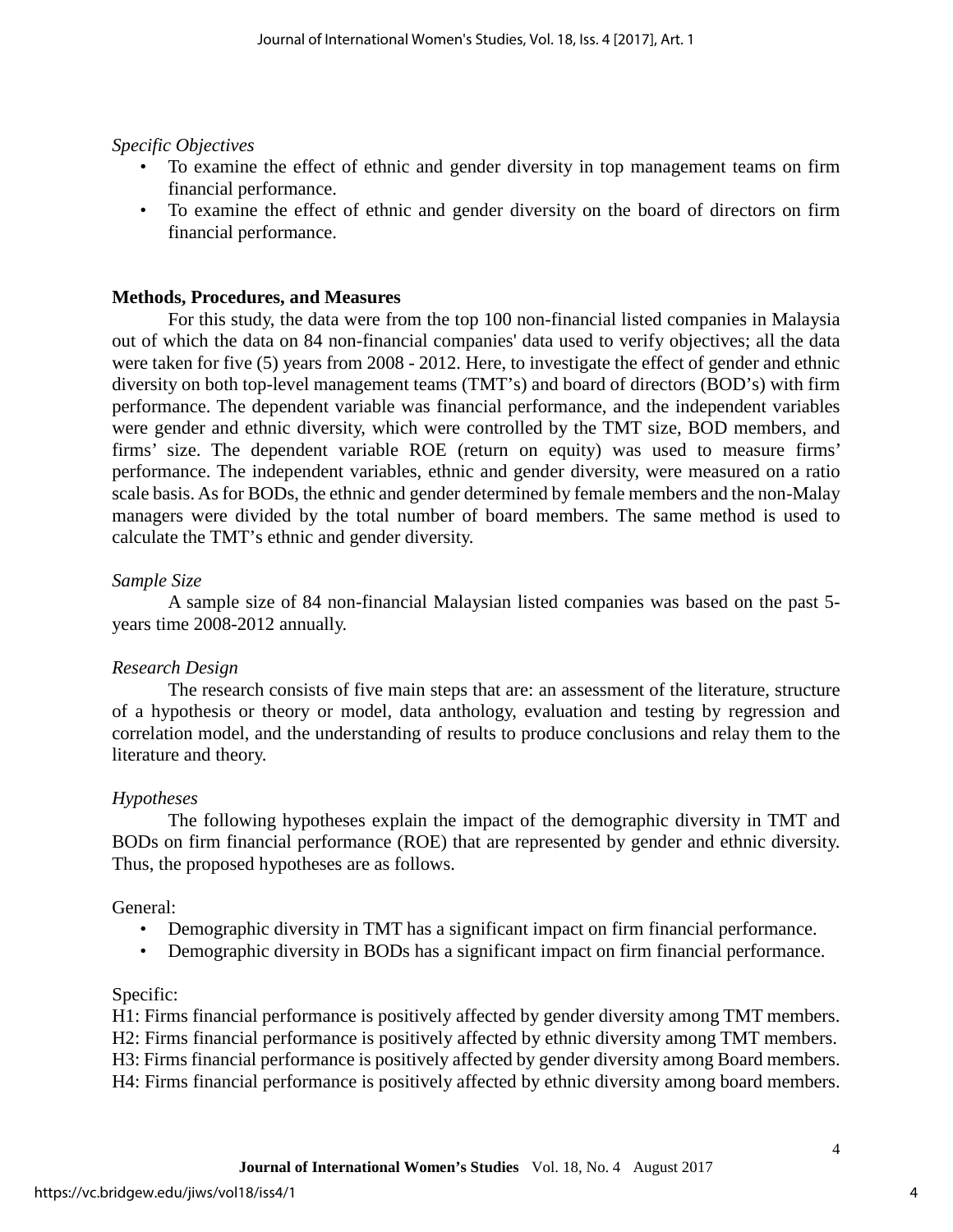*Specific Objectives*

- To examine the effect of ethnic and gender diversity in top management teams on firm financial performance.
- To examine the effect of ethnic and gender diversity on the board of directors on firm financial performance.

**Methods, Procedures, and Measures**

For this study, the data were from the top 100 non-financial listed companies in Malaysia out of which the data on 84 non-financial companies' data used to verify objectives; all the data were taken for five (5) years from 2008 - 2012. Here, to investigate the effect of gender and ethnic diversity on both top-level management teams (TMT's) and board of directors (BOD's) with firm performance. The dependent variable was financial performance, and the independent variables were gender and ethnic diversity, which were controlled by the TMT size, BOD members, and firms' size. The dependent variable ROE (return on equity) was used to measure firms' performance. The independent variables, ethnic and gender diversity, were measured on a ratio scale basis. As for BODs, the ethnic and gender determined by female members and the non-Malay managers were divided by the total number of board members. The same method is used to calculate the TMT's ethnic and gender diversity.

*Sample Size*

A sample size of 84 non-financial Malaysian listed companies was based on the past 5-years time 2008-2012 annually.

*Research Design*

The research consists of five main steps that are: an assessment of the literature, structure of a hypothesis or theory or model, data anthology, evaluation and testing by regression and correlation model, and the understanding of results to produce conclusions and relay them to the literature and theory.

*Hypotheses*

The following hypotheses explain the impact of the demographic diversity in TMT and BODs on firm financial performance (ROE) that are represented by gender and ethnic diversity. Thus, the proposed hypotheses are as follows.

General:

- Demographic diversity in TMT has a significant impact on firm financial performance.
- Demographic diversity in BODs has a significant impact on firm financial performance.

Specific:

H1: Firms financial performance is positively affected by gender diversity among TMT members.
H2: Firms financial performance is positively affected by ethnic diversity among TMT members.
H3: Firms financial performance is positively affected by gender diversity among Board members.
H4: Firms financial performance is positively affected by ethnic diversity among board members.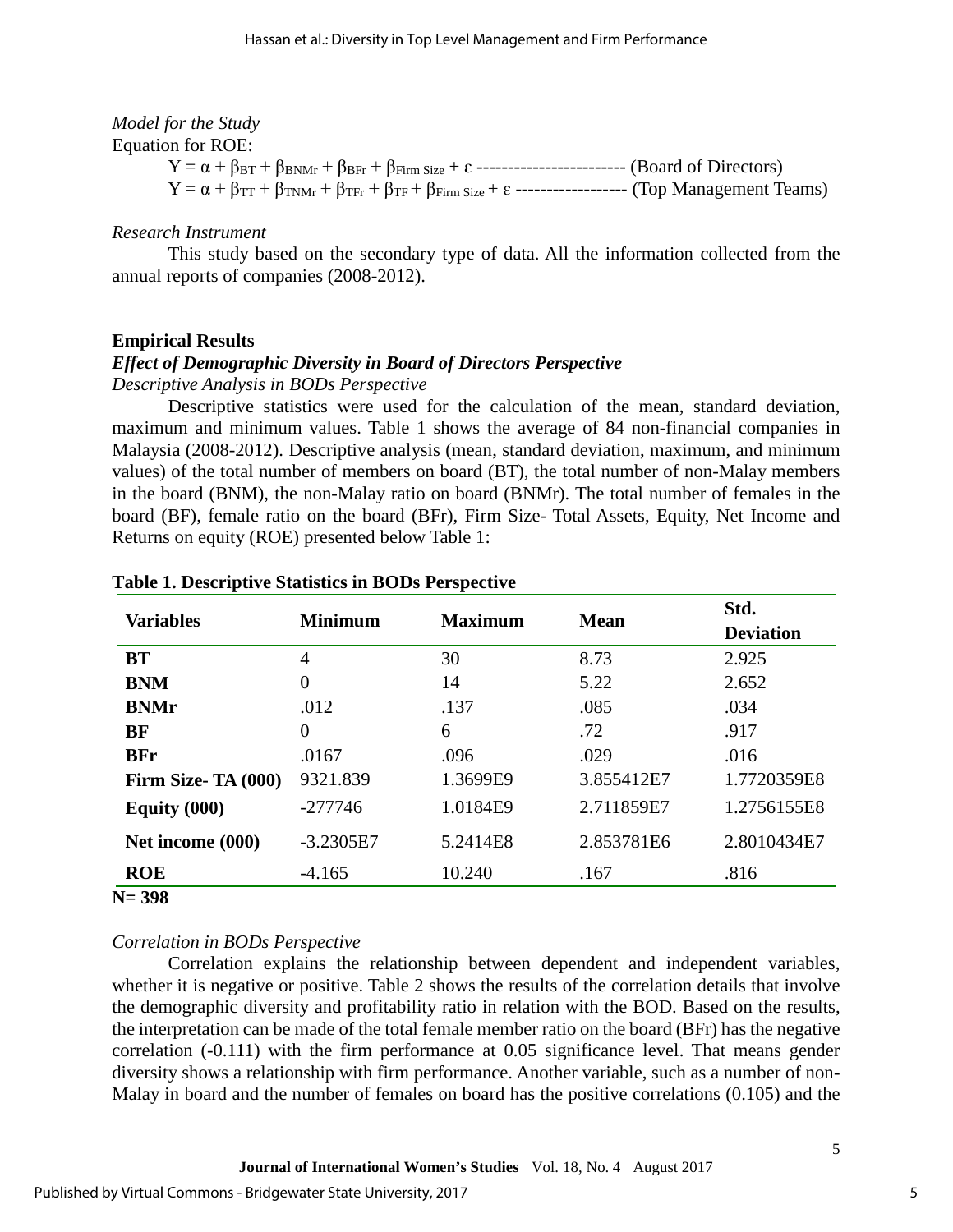*Model for the Study*

Equation for ROE:

$$Y = \alpha + \beta_{BT} + \beta_{BNMr} + \beta_{BFr} + \beta_{Firm\ Size} + \varepsilon \text{ ------------------------ (Board of Directors)}$$

$$Y = \alpha + \beta_{TT} + \beta_{TNMr} + \beta_{TFr} + \beta_{TF} + \beta_{Firm\ Size} + \varepsilon \text{ ------------------ (Top Management Teams)}$$

*Research Instrument*

This study based on the secondary type of data. All the information collected from the annual reports of companies (2008-2012).

## Empirical Results

### *Effect of Demographic Diversity in Board of Directors Perspective*

*Descriptive Analysis in BODs Perspective*

Descriptive statistics were used for the calculation of the mean, standard deviation, maximum and minimum values. Table 1 shows the average of 84 non-financial companies in Malaysia (2008-2012). Descriptive analysis (mean, standard deviation, maximum, and minimum values) of the total number of members on board (BT), the total number of non-Malay members in the board (BNM), the non-Malay ratio on board (BNMr). The total number of females in the board (BF), female ratio on the board (BFr), Firm Size- Total Assets, Equity, Net Income and Returns on equity (ROE) presented below Table 1:

**Table 1. Descriptive Statistics in BODs Perspective**

| Variables | Minimum | Maximum | Mean | Std. Deviation |
|---|---|---|---|---|
| **BT** | 4 | 30 | 8.73 | 2.925 |
| **BNM** | 0 | 14 | 5.22 | 2.652 |
| **BNMr** | .012 | .137 | .085 | .034 |
| **BF** | 0 | 6 | .72 | .917 |
| **BFr** | .0167 | .096 | .029 | .016 |
| **Firm Size- TA (000)** | 9321.839 | 1.3699E9 | 3.855412E7 | 1.7720359E8 |
| **Equity (000)** | -277746 | 1.0184E9 | 2.711859E7 | 1.2756155E8 |
| **Net income (000)** | -3.2305E7 | 5.2414E8 | 2.853781E6 | 2.8010434E7 |
| **ROE** | -4.165 | 10.240 | .167 | .816 |

**N= 398**

*Correlation in BODs Perspective*

Correlation explains the relationship between dependent and independent variables, whether it is negative or positive. Table 2 shows the results of the correlation details that involve the demographic diversity and profitability ratio in relation with the BOD. Based on the results, the interpretation can be made of the total female member ratio on the board (BFr) has the negative correlation (-0.111) with the firm performance at 0.05 significance level. That means gender diversity shows a relationship with firm performance. Another variable, such as a number of non-Malay in board and the number of females on board has the positive correlations (0.105) and the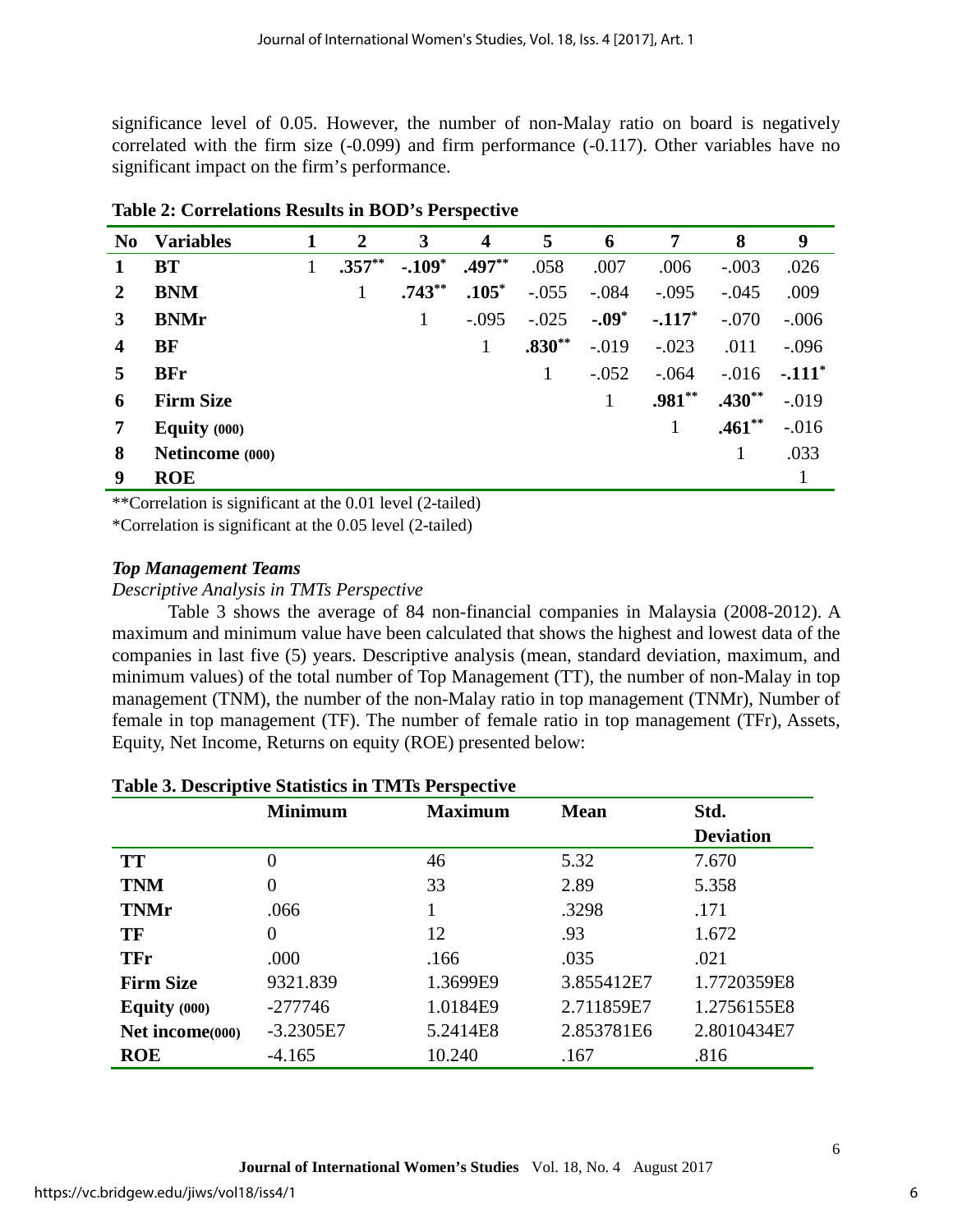significance level of 0.05. However, the number of non-Malay ratio on board is negatively correlated with the firm size (-0.099) and firm performance (-0.117). Other variables have no significant impact on the firm's performance.

**Table 2: Correlations Results in BOD's Perspective**

| No | Variables | 1 | 2 | 3 | 4 | 5 | 6 | 7 | 8 | 9 |
|---|---|---|---|---|---|---|---|---|---|---|
| 1 | BT | 1 | **.357****| **-.109*** | **.497**** | .058 | .007 | .006 | -.003 | .026 |
| 2 | BNM | | 1 | **.743**** | **.105*** | -.055 | -.084 | -.095 | -.045 | .009 |
| 3 | BNMr | | | 1 | -.095 | -.025 | **-.09*** | **-.117*** | -.070 | -.006 |
| 4 | BF | | | | 1 | **.830**** | -.019 | -.023 | .011 | -.096 |
| 5 | BFr | | | | | 1 | -.052 | -.064 | -.016 | **-.111*** |
| 6 | Firm Size | | | | | | 1 | **.981**** | **.430**** | -.019 |
| 7 | Equity (000) | | | | | | | 1 | **.461**** | -.016 |
| 8 | Netincome (000) | | | | | | | | 1 | .033 |
| 9 | ROE | | | | | | | | | 1 |

**Correlation is significant at the 0.01 level (2-tailed)

*Correlation is significant at the 0.05 level (2-tailed)

### *Top Management Teams*

*Descriptive Analysis in TMTs Perspective*

Table 3 shows the average of 84 non-financial companies in Malaysia (2008-2012). A maximum and minimum value have been calculated that shows the highest and lowest data of the companies in last five (5) years. Descriptive analysis (mean, standard deviation, maximum, and minimum values) of the total number of Top Management (TT), the number of non-Malay in top management (TNM), the number of the non-Malay ratio in top management (TNMr), Number of female in top management (TF). The number of female ratio in top management (TFr), Assets, Equity, Net Income, Returns on equity (ROE) presented below:

**Table 3. Descriptive Statistics in TMTs Perspective**

| | Minimum | Maximum | Mean | Std. Deviation |
|---|---|---|---|---|
| **TT** | 0 | 46 | 5.32 | 7.670 |
| **TNM** | 0 | 33 | 2.89 | 5.358 |
| **TNMr** | .066 | 1 | .3298 | .171 |
| **TF** | 0 | 12 | .93 | 1.672 |
| **TFr** | .000 | .166 | .035 | .021 |
| **Firm Size** | 9321.839 | 1.3699E9 | 3.855412E7 | 1.7720359E8 |
| **Equity (000)** | -277746 | 1.0184E9 | 2.711859E7 | 1.2756155E8 |
| **Net income(000)** | -3.2305E7 | 5.2414E8 | 2.853781E6 | 2.8010434E7 |
| **ROE** | -4.165 | 10.240 | .167 | .816 |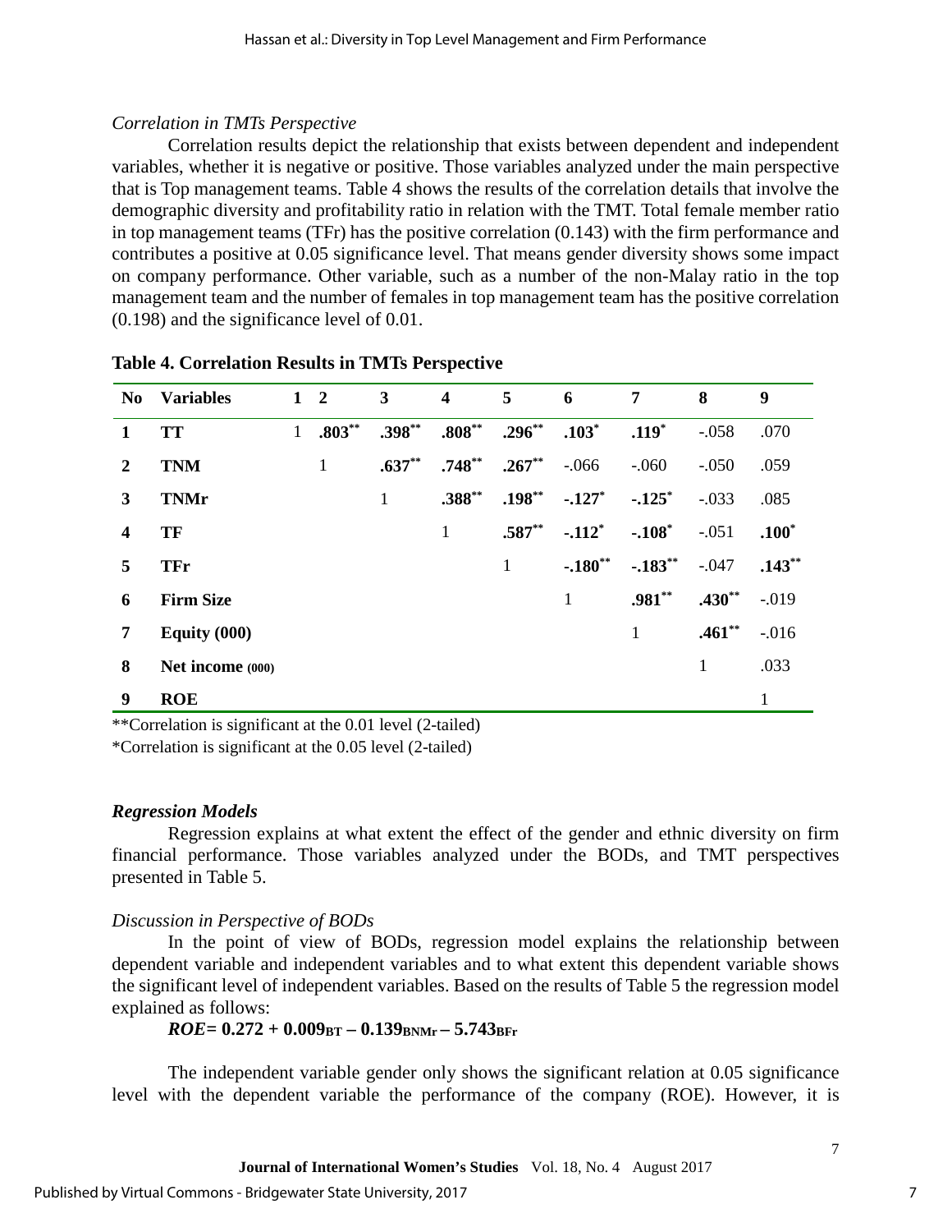*Correlation in TMTs Perspective*

Correlation results depict the relationship that exists between dependent and independent variables, whether it is negative or positive. Those variables analyzed under the main perspective that is Top management teams. Table 4 shows the results of the correlation details that involve the demographic diversity and profitability ratio in relation with the TMT. Total female member ratio in top management teams (TFr) has the positive correlation (0.143) with the firm performance and contributes a positive at 0.05 significance level. That means gender diversity shows some impact on company performance. Other variable, such as a number of the non-Malay ratio in the top management team and the number of females in top management team has the positive correlation (0.198) and the significance level of 0.01.

**Table 4. Correlation Results in TMTs Perspective**

| No | Variables | 1 | 2 | 3 | 4 | 5 | 6 | 7 | 8 | 9 |
|---|---|---|---|---|---|---|---|---|---|---|
| **1** | **TT** | 1 | **.803**** | **.398**** | **.808**** | **.296**** | **.103*** | **.119*** | -.058 | .070 |
| **2** | **TNM** | | 1 | **.637**** | **.748**** | **.267**** | -.066 | -.060 | -.050 | .059 |
| **3** | **TNMr** | | | 1 | **.388**** | **.198**** | **-.127*** | **-.125*** | -.033 | .085 |
| **4** | **TF** | | | | 1 | **.587**** | **-.112*** | **-.108*** | -.051 | **.100*** |
| **5** | **TFr** | | | | | 1 | **-.180**** | **-.183**** | -.047 | **.143**** |
| **6** | **Firm Size** | | | | | | 1 | **.981**** | **.430**** | -.019 |
| **7** | **Equity (000)** | | | | | | | 1 | **.461**** | -.016 |
| **8** | **Net income (000)** | | | | | | | | 1 | .033 |
| **9** | **ROE** | | | | | | | | | 1 |

**Correlation is significant at the 0.01 level (2-tailed)

*Correlation is significant at the 0.05 level (2-tailed)

### *Regression Models*

Regression explains at what extent the effect of the gender and ethnic diversity on firm financial performance. Those variables analyzed under the BODs, and TMT perspectives presented in Table 5.

*Discussion in Perspective of BODs*

In the point of view of BODs, regression model explains the relationship between dependent variable and independent variables and to what extent this dependent variable shows the significant level of independent variables. Based on the results of Table 5 the regression model explained as follows:

$$ROE = 0.272 + 0.009_{BT} - 0.139_{BNMr} - 5.743_{BFr}$$

The independent variable gender only shows the significant relation at 0.05 significance level with the dependent variable the performance of the company (ROE). However, it is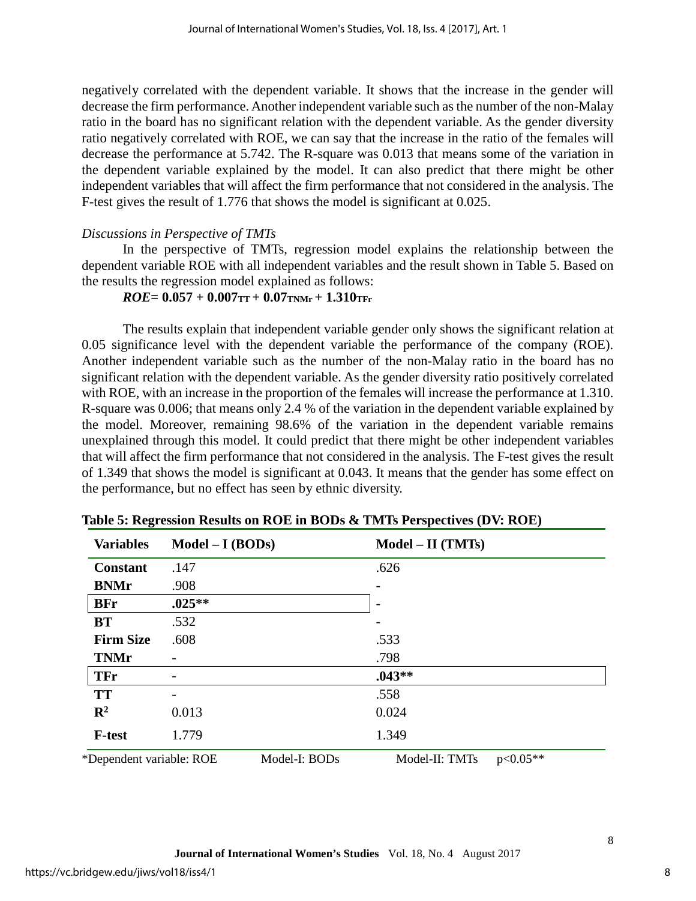negatively correlated with the dependent variable. It shows that the increase in the gender will decrease the firm performance. Another independent variable such as the number of the non-Malay ratio in the board has no significant relation with the dependent variable. As the gender diversity ratio negatively correlated with ROE, we can say that the increase in the ratio of the females will decrease the performance at 5.742. The R-square was 0.013 that means some of the variation in the dependent variable explained by the model. It can also predict that there might be other independent variables that will affect the firm performance that not considered in the analysis. The F-test gives the result of 1.776 that shows the model is significant at 0.025.

*Discussions in Perspective of TMTs*

In the perspective of TMTs, regression model explains the relationship between the dependent variable ROE with all independent variables and the result shown in Table 5. Based on the results the regression model explained as follows:

$$\boldsymbol{ROE} = \mathbf{0.057 + 0.007_{TT} + 0.07_{TNMr} + 1.310_{TFr}}$$

The results explain that independent variable gender only shows the significant relation at 0.05 significance level with the dependent variable the performance of the company (ROE). Another independent variable such as the number of the non-Malay ratio in the board has no significant relation with the dependent variable. As the gender diversity ratio positively correlated with ROE, with an increase in the proportion of the females will increase the performance at 1.310. R-square was 0.006; that means only 2.4 % of the variation in the dependent variable explained by the model. Moreover, remaining 98.6% of the variation in the dependent variable remains unexplained through this model. It could predict that there might be other independent variables that will affect the firm performance that not considered in the analysis. The F-test gives the result of 1.349 that shows the model is significant at 0.043. It means that the gender has some effect on the performance, but no effect has seen by ethnic diversity.

**Table 5: Regression Results on ROE in BODs & TMTs Perspectives (DV: ROE)**

| Variables | Model – I (BODs) | Model – II (TMTs) |
|---|---|---|
| **Constant** | .147 | .626 |
| **BNMr** | .908 | - |
| **BFr** | **.025\*\*** | - |
| **BT** | .532 | - |
| **Firm Size** | .608 | .533 |
| **TNMr** | - | .798 |
| **TFr** | - | **.043\*\*** |
| **TT** | - | .558 |
| $\mathbf{R^2}$ | 0.013 | 0.024 |
| **F-test** | 1.779 | 1.349 |

*Dependent variable: ROE Model-I: BODs Model-II: TMTs $p<0.05$**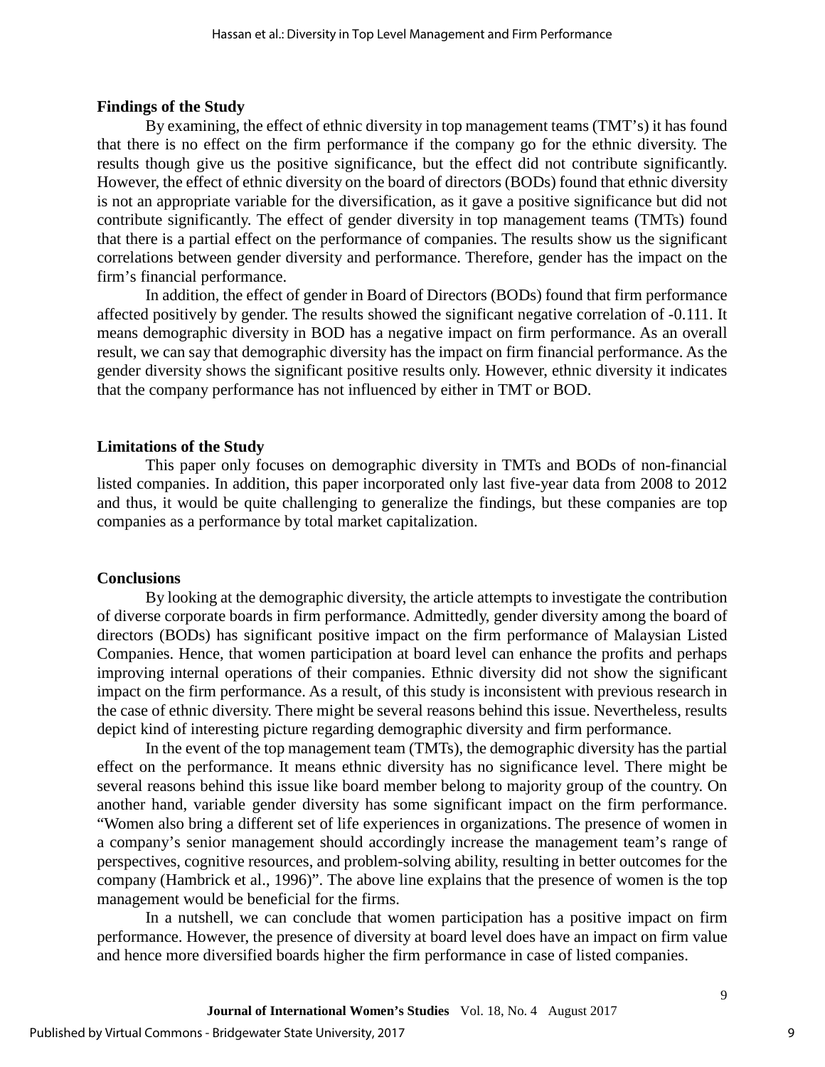### Findings of the Study

By examining, the effect of ethnic diversity in top management teams (TMT's) it has found that there is no effect on the firm performance if the company go for the ethnic diversity. The results though give us the positive significance, but the effect did not contribute significantly. However, the effect of ethnic diversity on the board of directors (BODs) found that ethnic diversity is not an appropriate variable for the diversification, as it gave a positive significance but did not contribute significantly. The effect of gender diversity in top management teams (TMTs) found that there is a partial effect on the performance of companies. The results show us the significant correlations between gender diversity and performance. Therefore, gender has the impact on the firm's financial performance.

In addition, the effect of gender in Board of Directors (BODs) found that firm performance affected positively by gender. The results showed the significant negative correlation of -0.111. It means demographic diversity in BOD has a negative impact on firm performance. As an overall result, we can say that demographic diversity has the impact on firm financial performance. As the gender diversity shows the significant positive results only. However, ethnic diversity it indicates that the company performance has not influenced by either in TMT or BOD.

### Limitations of the Study

This paper only focuses on demographic diversity in TMTs and BODs of non-financial listed companies. In addition, this paper incorporated only last five-year data from 2008 to 2012 and thus, it would be quite challenging to generalize the findings, but these companies are top companies as a performance by total market capitalization.

### Conclusions

By looking at the demographic diversity, the article attempts to investigate the contribution of diverse corporate boards in firm performance. Admittedly, gender diversity among the board of directors (BODs) has significant positive impact on the firm performance of Malaysian Listed Companies. Hence, that women participation at board level can enhance the profits and perhaps improving internal operations of their companies. Ethnic diversity did not show the significant impact on the firm performance. As a result, of this study is inconsistent with previous research in the case of ethnic diversity. There might be several reasons behind this issue. Nevertheless, results depict kind of interesting picture regarding demographic diversity and firm performance.

In the event of the top management team (TMTs), the demographic diversity has the partial effect on the performance. It means ethnic diversity has no significance level. There might be several reasons behind this issue like board member belong to majority group of the country. On another hand, variable gender diversity has some significant impact on the firm performance. "Women also bring a different set of life experiences in organizations. The presence of women in a company's senior management should accordingly increase the management team's range of perspectives, cognitive resources, and problem-solving ability, resulting in better outcomes for the company (Hambrick et al., 1996)". The above line explains that the presence of women is the top management would be beneficial for the firms.

In a nutshell, we can conclude that women participation has a positive impact on firm performance. However, the presence of diversity at board level does have an impact on firm value and hence more diversified boards higher the firm performance in case of listed companies.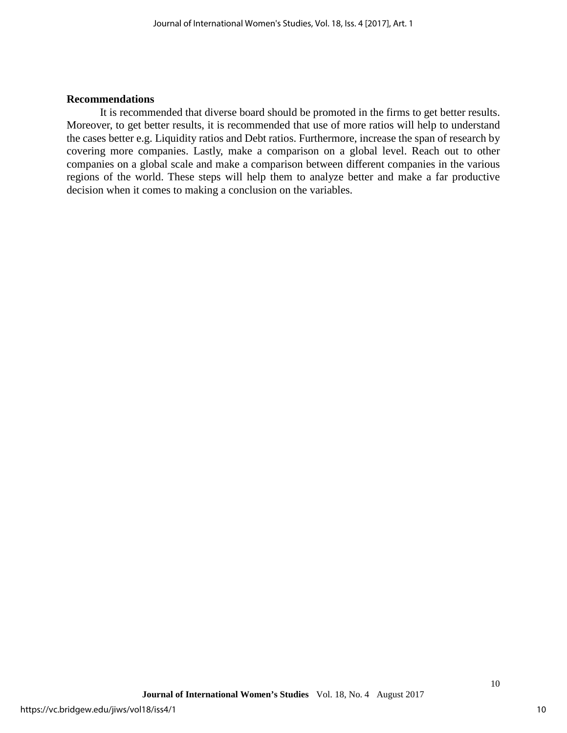**Recommendations**

It is recommended that diverse board should be promoted in the firms to get better results. Moreover, to get better results, it is recommended that use of more ratios will help to understand the cases better e.g. Liquidity ratios and Debt ratios. Furthermore, increase the span of research by covering more companies. Lastly, make a comparison on a global level. Reach out to other companies on a global scale and make a comparison between different companies in the various regions of the world. These steps will help them to analyze better and make a far productive decision when it comes to making a conclusion on the variables.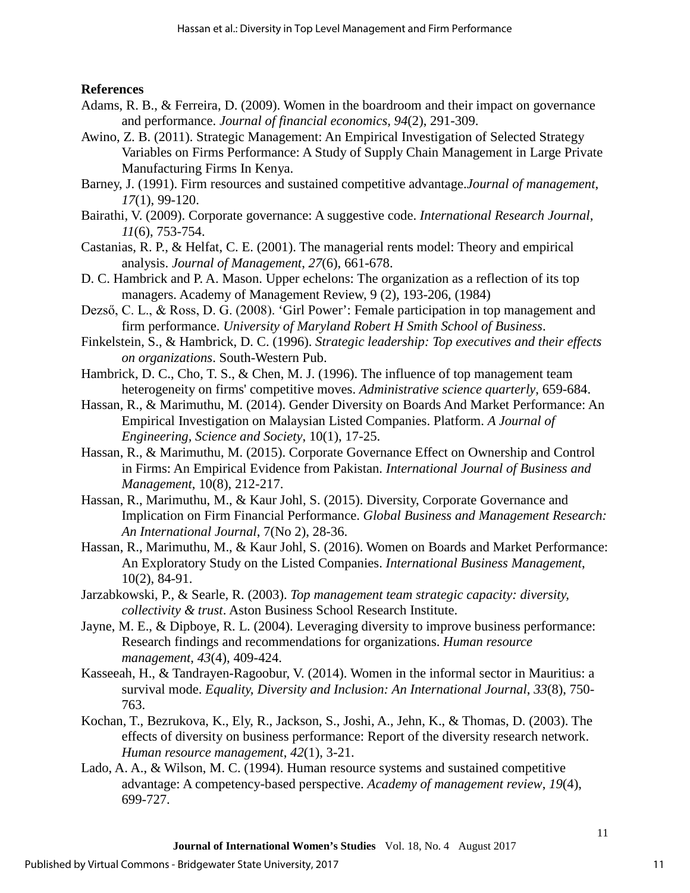**References**

Adams, R. B., & Ferreira, D. (2009). Women in the boardroom and their impact on governance and performance. *Journal of financial economics, 94*(2), 291-309.

Awino, Z. B. (2011). Strategic Management: An Empirical Investigation of Selected Strategy Variables on Firms Performance: A Study of Supply Chain Management in Large Private Manufacturing Firms In Kenya.

Barney, J. (1991). Firm resources and sustained competitive advantage.*Journal of management*, *17*(1), 99-120.

Bairathi, V. (2009). Corporate governance: A suggestive code. *International Research Journal, 11*(6), 753-754.

Castanias, R. P., & Helfat, C. E. (2001). The managerial rents model: Theory and empirical analysis. *Journal of Management, 27*(6), 661-678.

D. C. Hambrick and P. A. Mason. Upper echelons: The organization as a reflection of its top managers. Academy of Management Review, 9 (2), 193-206, (1984)

Dezső, C. L., & Ross, D. G. (2008). 'Girl Power': Female participation in top management and firm performance. *University of Maryland Robert H Smith School of Business*.

Finkelstein, S., & Hambrick, D. C. (1996). *Strategic leadership: Top executives and their effects on organizations*. South-Western Pub.

Hambrick, D. C., Cho, T. S., & Chen, M. J. (1996). The influence of top management team heterogeneity on firms' competitive moves. *Administrative science quarterly*, 659-684.

Hassan, R., & Marimuthu, M. (2014). Gender Diversity on Boards And Market Performance: An Empirical Investigation on Malaysian Listed Companies. Platform. *A Journal of Engineering, Science and Society*, 10(1), 17-25.

Hassan, R., & Marimuthu, M. (2015). Corporate Governance Effect on Ownership and Control in Firms: An Empirical Evidence from Pakistan. *International Journal of Business and Management*, 10(8), 212-217.

Hassan, R., Marimuthu, M., & Kaur Johl, S. (2015). Diversity, Corporate Governance and Implication on Firm Financial Performance. *Global Business and Management Research: An International Journal*, 7(No 2), 28-36.

Hassan, R., Marimuthu, M., & Kaur Johl, S. (2016). Women on Boards and Market Performance: An Exploratory Study on the Listed Companies. *International Business Management*, 10(2), 84-91.

Jarzabkowski, P., & Searle, R. (2003). *Top management team strategic capacity: diversity, collectivity & trust*. Aston Business School Research Institute.

Jayne, M. E., & Dipboye, R. L. (2004). Leveraging diversity to improve business performance: Research findings and recommendations for organizations. *Human resource management*, *43*(4), 409-424.

Kasseeah, H., & Tandrayen-Ragoobur, V. (2014). Women in the informal sector in Mauritius: a survival mode. *Equality, Diversity and Inclusion: An International Journal*, *33*(8), 750-763.

Kochan, T., Bezrukova, K., Ely, R., Jackson, S., Joshi, A., Jehn, K., & Thomas, D. (2003). The effects of diversity on business performance: Report of the diversity research network. *Human resource management*, *42*(1), 3-21.

Lado, A. A., & Wilson, M. C. (1994). Human resource systems and sustained competitive advantage: A competency-based perspective. *Academy of management review*, *19*(4), 699-727.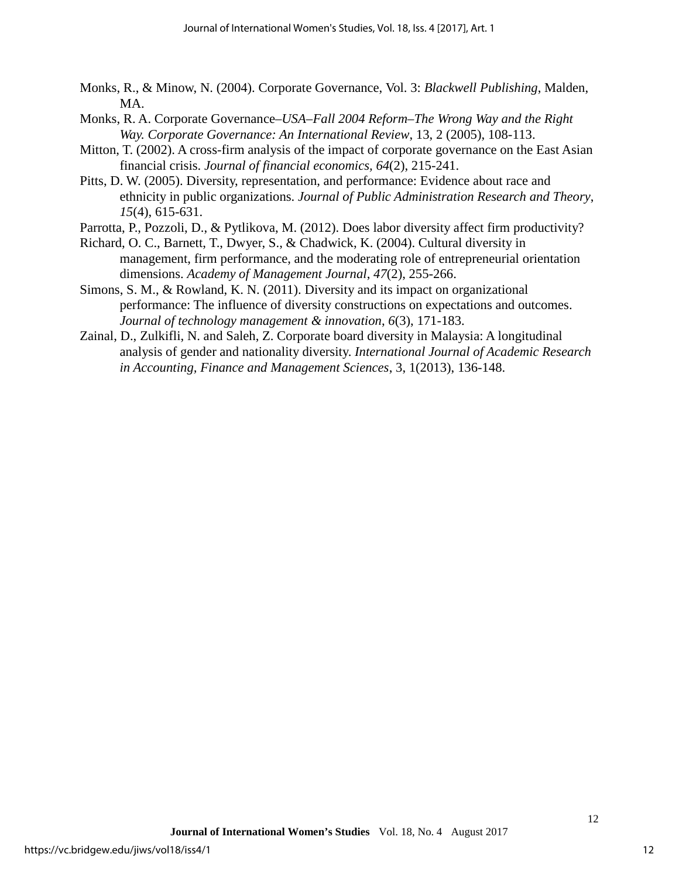Monks, R., & Minow, N. (2004). Corporate Governance, Vol. 3: *Blackwell Publishing*, Malden, MA.

Monks, R. A. Corporate Governance–*USA–Fall 2004 Reform–The Wrong Way and the Right Way. Corporate Governance: An International Review*, 13, 2 (2005), 108-113.

Mitton, T. (2002). A cross-firm analysis of the impact of corporate governance on the East Asian financial crisis. *Journal of financial economics, 64*(2), 215-241.

Pitts, D. W. (2005). Diversity, representation, and performance: Evidence about race and ethnicity in public organizations. *Journal of Public Administration Research and Theory*, *15*(4), 615-631.

Parrotta, P., Pozzoli, D., & Pytlikova, M. (2012). Does labor diversity affect firm productivity?

Richard, O. C., Barnett, T., Dwyer, S., & Chadwick, K. (2004). Cultural diversity in management, firm performance, and the moderating role of entrepreneurial orientation dimensions. *Academy of Management Journal*, *47*(2), 255-266.

Simons, S. M., & Rowland, K. N. (2011). Diversity and its impact on organizational performance: The influence of diversity constructions on expectations and outcomes. *Journal of technology management & innovation*, *6*(3), 171-183.

Zainal, D., Zulkifli, N. and Saleh, Z. Corporate board diversity in Malaysia: A longitudinal analysis of gender and nationality diversity. *International Journal of Academic Research in Accounting, Finance and Management Sciences*, 3, 1(2013), 136-148.